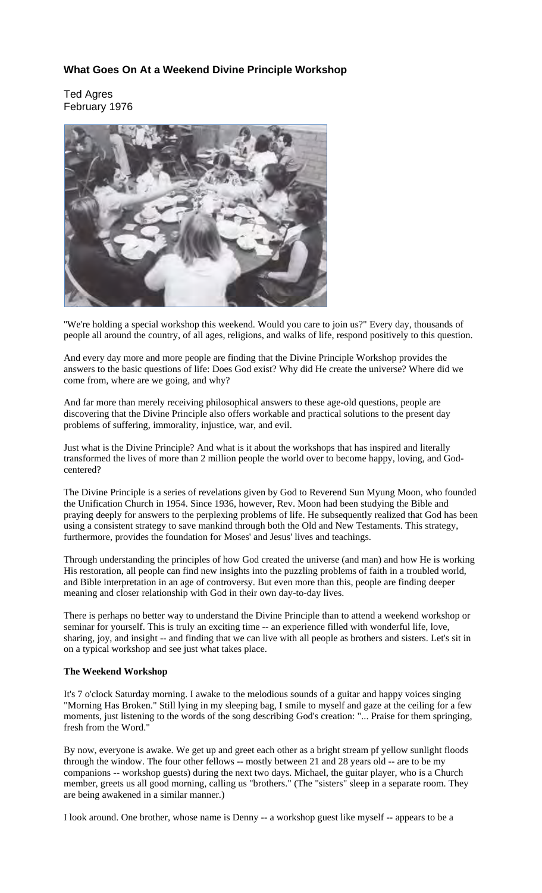# What Goes On At a Weekend Divine Principle Workshop

Ted Agres
February 1976

"We're holding a special workshop this weekend. Would you care to join us?" Every day, thousands of people all around the country, of all ages, religions, and walks of life, respond positively to this question.

And every day more and more people are finding that the Divine Principle Workshop provides the answers to the basic questions of life: Does God exist? Why did He create the universe? Where did we come from, where are we going, and why?

And far more than merely receiving philosophical answers to these age-old questions, people are discovering that the Divine Principle also offers workable and practical solutions to the present day problems of suffering, immorality, injustice, war, and evil.

Just what is the Divine Principle? And what is it about the workshops that has inspired and literally transformed the lives of more than 2 million people the world over to become happy, loving, and God-centered?

The Divine Principle is a series of revelations given by God to Reverend Sun Myung Moon, who founded the Unification Church in 1954. Since 1936, however, Rev. Moon had been studying the Bible and praying deeply for answers to the perplexing problems of life. He subsequently realized that God has been using a consistent strategy to save mankind through both the Old and New Testaments. This strategy, furthermore, provides the foundation for Moses' and Jesus' lives and teachings.

Through understanding the principles of how God created the universe (and man) and how He is working His restoration, all people can find new insights into the puzzling problems of faith in a troubled world, and Bible interpretation in an age of controversy. But even more than this, people are finding deeper meaning and closer relationship with God in their own day-to-day lives.

There is perhaps no better way to understand the Divine Principle than to attend a weekend workshop or seminar for yourself. This is truly an exciting time -- an experience filled with wonderful life, love, sharing, joy, and insight -- and finding that we can live with all people as brothers and sisters. Let's sit in on a typical workshop and see just what takes place.

**The Weekend Workshop**

It's 7 o'clock Saturday morning. I awake to the melodious sounds of a guitar and happy voices singing "Morning Has Broken." Still lying in my sleeping bag, I smile to myself and gaze at the ceiling for a few moments, just listening to the words of the song describing God's creation: "... Praise for them springing, fresh from the Word."

By now, everyone is awake. We get up and greet each other as a bright stream pf yellow sunlight floods through the window. The four other fellows -- mostly between 21 and 28 years old -- are to be my companions -- workshop guests) during the next two days. Michael, the guitar player, who is a Church member, greets us all good morning, calling us "brothers." (The "sisters" sleep in a separate room. They are being awakened in a similar manner.)

I look around. One brother, whose name is Denny -- a workshop guest like myself -- appears to be a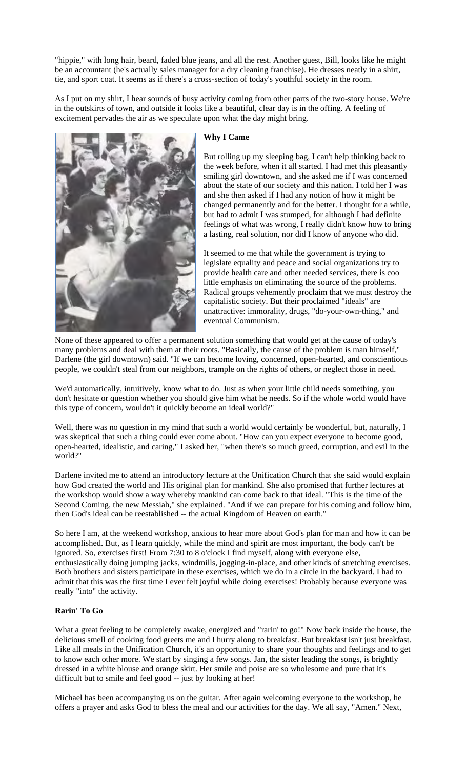"hippie," with long hair, beard, faded blue jeans, and all the rest. Another guest, Bill, looks like he might be an accountant (he's actually sales manager for a dry cleaning franchise). He dresses neatly in a shirt, tie, and sport coat. It seems as if there's a cross-section of today's youthful society in the room.

As I put on my shirt, I hear sounds of busy activity coming from other parts of the two-story house. We're in the outskirts of town, and outside it looks like a beautiful, clear day is in the offing. A feeling of excitement pervades the air as we speculate upon what the day might bring.

**Why I Came**

But rolling up my sleeping bag, I can't help thinking back to the week before, when it all started. I had met this pleasantly smiling girl downtown, and she asked me if I was concerned about the state of our society and this nation. I told her I was and she then asked if I had any notion of how it might be changed permanently and for the better. I thought for a while, but had to admit I was stumped, for although I had definite feelings of what was wrong, I really didn't know how to bring a lasting, real solution, nor did I know of anyone who did.

It seemed to me that while the government is trying to legislate equality and peace and social organizations try to provide health care and other needed services, there is coo little emphasis on eliminating the source of the problems. Radical groups vehemently proclaim that we must destroy the capitalistic society. But their proclaimed "ideals" are unattractive: immorality, drugs, "do-your-own-thing," and eventual Communism.

None of these appeared to offer a permanent solution something that would get at the cause of today's many problems and deal with them at their roots. "Basically, the cause of the problem is man himself," Darlene (the girl downtown) said. "If we can become loving, concerned, open-hearted, and conscientious people, we couldn't steal from our neighbors, trample on the rights of others, or neglect those in need.

We'd automatically, intuitively, know what to do. Just as when your little child needs something, you don't hesitate or question whether you should give him what he needs. So if the whole world would have this type of concern, wouldn't it quickly become an ideal world?"

Well, there was no question in my mind that such a world would certainly be wonderful, but, naturally, I was skeptical that such a thing could ever come about. "How can you expect everyone to become good, open-hearted, idealistic, and caring," I asked her, "when there's so much greed, corruption, and evil in the world?"

Darlene invited me to attend an introductory lecture at the Unification Church that she said would explain how God created the world and His original plan for mankind. She also promised that further lectures at the workshop would show a way whereby mankind can come back to that ideal. "This is the time of the Second Coming, the new Messiah," she explained. "And if we can prepare for his coming and follow him, then God's ideal can be reestablished -- the actual Kingdom of Heaven on earth."

So here I am, at the weekend workshop, anxious to hear more about God's plan for man and how it can be accomplished. But, as I learn quickly, while the mind and spirit are most important, the body can't be ignored. So, exercises first! From 7:30 to 8 o'clock I find myself, along with everyone else, enthusiastically doing jumping jacks, windmills, jogging-in-place, and other kinds of stretching exercises. Both brothers and sisters participate in these exercises, which we do in a circle in the backyard. I had to admit that this was the first time I ever felt joyful while doing exercises! Probably because everyone was really "into" the activity.

**Rarin' To Go**

What a great feeling to be completely awake, energized and "rarin' to go!" Now back inside the house, the delicious smell of cooking food greets me and I hurry along to breakfast. But breakfast isn't just breakfast. Like all meals in the Unification Church, it's an opportunity to share your thoughts and feelings and to get to know each other more. We start by singing a few songs. Jan, the sister leading the songs, is brightly dressed in a white blouse and orange skirt. Her smile and poise are so wholesome and pure that it's difficult but to smile and feel good -- just by looking at her!

Michael has been accompanying us on the guitar. After again welcoming everyone to the workshop, he offers a prayer and asks God to bless the meal and our activities for the day. We all say, "Amen." Next,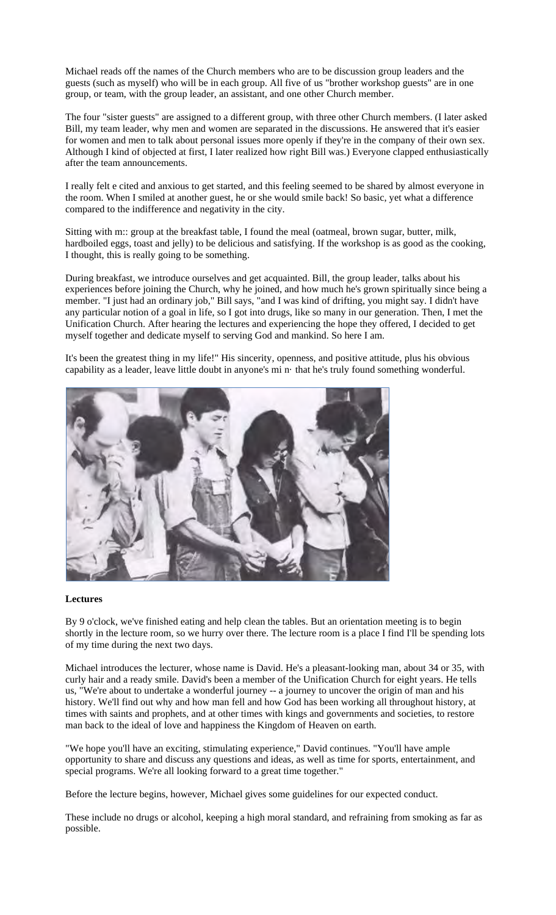Michael reads off the names of the Church members who are to be discussion group leaders and the guests (such as myself) who will be in each group. All five of us "brother workshop guests" are in one group, or team, with the group leader, an assistant, and one other Church member.

The four "sister guests" are assigned to a different group, with three other Church members. (I later asked Bill, my team leader, why men and women are separated in the discussions. He answered that it's easier for women and men to talk about personal issues more openly if they're in the company of their own sex. Although I kind of objected at first, I later realized how right Bill was.) Everyone clapped enthusiastically after the team announcements.

I really felt e cited and anxious to get started, and this feeling seemed to be shared by almost everyone in the room. When I smiled at another guest, he or she would smile back! So basic, yet what a difference compared to the indifference and negativity in the city.

Sitting with m:: group at the breakfast table, I found the meal (oatmeal, brown sugar, butter, milk, hardboiled eggs, toast and jelly) to be delicious and satisfying. If the workshop is as good as the cooking, I thought, this is really going to be something.

During breakfast, we introduce ourselves and get acquainted. Bill, the group leader, talks about his experiences before joining the Church, why he joined, and how much he's grown spiritually since being a member. "I just had an ordinary job," Bill says, "and I was kind of drifting, you might say. I didn't have any particular notion of a goal in life, so I got into drugs, like so many in our generation. Then, I met the Unification Church. After hearing the lectures and experiencing the hope they offered, I decided to get myself together and dedicate myself to serving God and mankind. So here I am.

It's been the greatest thing in my life!" His sincerity, openness, and positive attitude, plus his obvious capability as a leader, leave little doubt in anyone's mi n· that he's truly found something wonderful.

**Lectures**

By 9 o'clock, we've finished eating and help clean the tables. But an orientation meeting is to begin shortly in the lecture room, so we hurry over there. The lecture room is a place I find I'll be spending lots of my time during the next two days.

Michael introduces the lecturer, whose name is David. He's a pleasant-looking man, about 34 or 35, with curly hair and a ready smile. David's been a member of the Unification Church for eight years. He tells us, "We're about to undertake a wonderful journey -- a journey to uncover the origin of man and his history. We'll find out why and how man fell and how God has been working all throughout history, at times with saints and prophets, and at other times with kings and governments and societies, to restore man back to the ideal of love and happiness the Kingdom of Heaven on earth.

"We hope you'll have an exciting, stimulating experience," David continues. "You'll have ample opportunity to share and discuss any questions and ideas, as well as time for sports, entertainment, and special programs. We're all looking forward to a great time together."

Before the lecture begins, however, Michael gives some guidelines for our expected conduct.

These include no drugs or alcohol, keeping a high moral standard, and refraining from smoking as far as possible.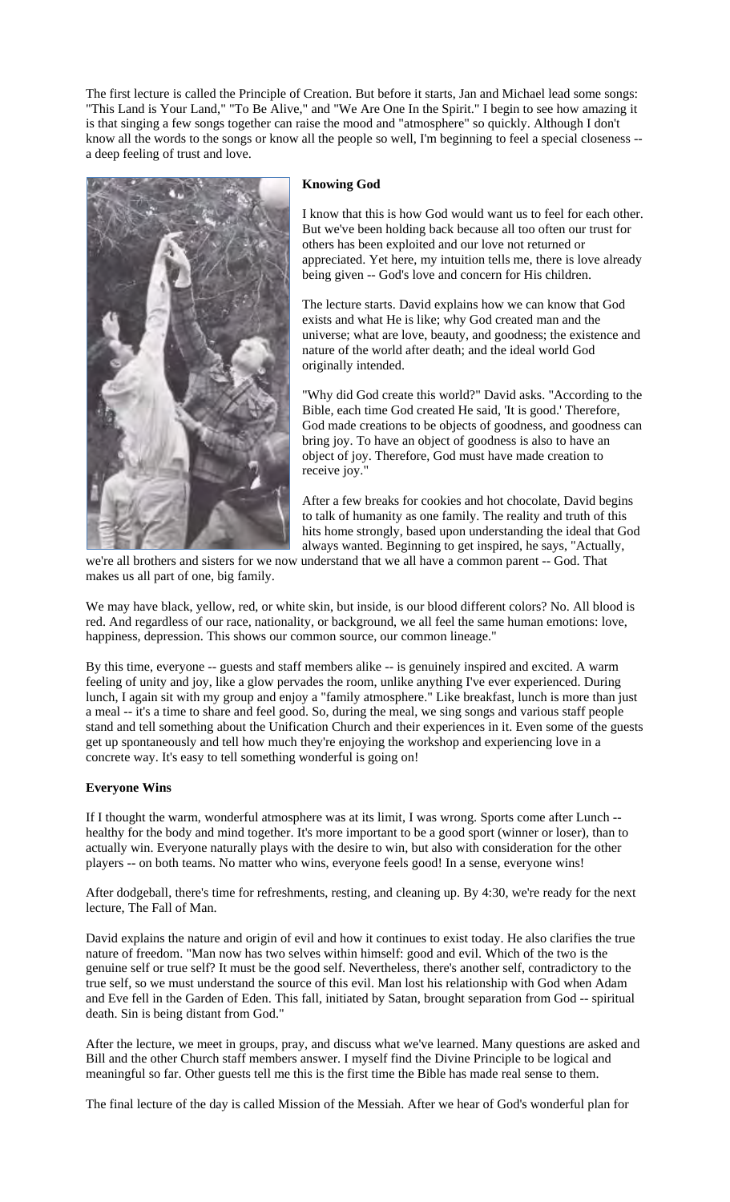The first lecture is called the Principle of Creation. But before it starts, Jan and Michael lead some songs: "This Land is Your Land," "To Be Alive," and "We Are One In the Spirit." I begin to see how amazing it is that singing a few songs together can raise the mood and "atmosphere" so quickly. Although I don't know all the words to the songs or know all the people so well, I'm beginning to feel a special closeness -- a deep feeling of trust and love.

**Knowing God**

I know that this is how God would want us to feel for each other. But we've been holding back because all too often our trust for others has been exploited and our love not returned or appreciated. Yet here, my intuition tells me, there is love already being given -- God's love and concern for His children.

The lecture starts. David explains how we can know that God exists and what He is like; why God created man and the universe; what are love, beauty, and goodness; the existence and nature of the world after death; and the ideal world God originally intended.

"Why did God create this world?" David asks. "According to the Bible, each time God created He said, 'It is good.' Therefore, God made creations to be objects of goodness, and goodness can bring joy. To have an object of goodness is also to have an object of joy. Therefore, God must have made creation to receive joy."

After a few breaks for cookies and hot chocolate, David begins to talk of humanity as one family. The reality and truth of this hits home strongly, based upon understanding the ideal that God always wanted. Beginning to get inspired, he says, "Actually, we're all brothers and sisters for we now understand that we all have a common parent -- God. That makes us all part of one, big family.

We may have black, yellow, red, or white skin, but inside, is our blood different colors? No. All blood is red. And regardless of our race, nationality, or background, we all feel the same human emotions: love, happiness, depression. This shows our common source, our common lineage."

By this time, everyone -- guests and staff members alike -- is genuinely inspired and excited. A warm feeling of unity and joy, like a glow pervades the room, unlike anything I've ever experienced. During lunch, I again sit with my group and enjoy a "family atmosphere." Like breakfast, lunch is more than just a meal -- it's a time to share and feel good. So, during the meal, we sing songs and various staff people stand and tell something about the Unification Church and their experiences in it. Even some of the guests get up spontaneously and tell how much they're enjoying the workshop and experiencing love in a concrete way. It's easy to tell something wonderful is going on!

**Everyone Wins**

If I thought the warm, wonderful atmosphere was at its limit, I was wrong. Sports come after Lunch -- healthy for the body and mind together. It's more important to be a good sport (winner or loser), than to actually win. Everyone naturally plays with the desire to win, but also with consideration for the other players -- on both teams. No matter who wins, everyone feels good! In a sense, everyone wins!

After dodgeball, there's time for refreshments, resting, and cleaning up. By 4:30, we're ready for the next lecture, The Fall of Man.

David explains the nature and origin of evil and how it continues to exist today. He also clarifies the true nature of freedom. "Man now has two selves within himself: good and evil. Which of the two is the genuine self or true self? It must be the good self. Nevertheless, there's another self, contradictory to the true self, so we must understand the source of this evil. Man lost his relationship with God when Adam and Eve fell in the Garden of Eden. This fall, initiated by Satan, brought separation from God -- spiritual death. Sin is being distant from God."

After the lecture, we meet in groups, pray, and discuss what we've learned. Many questions are asked and Bill and the other Church staff members answer. I myself find the Divine Principle to be logical and meaningful so far. Other guests tell me this is the first time the Bible has made real sense to them.

The final lecture of the day is called Mission of the Messiah. After we hear of God's wonderful plan for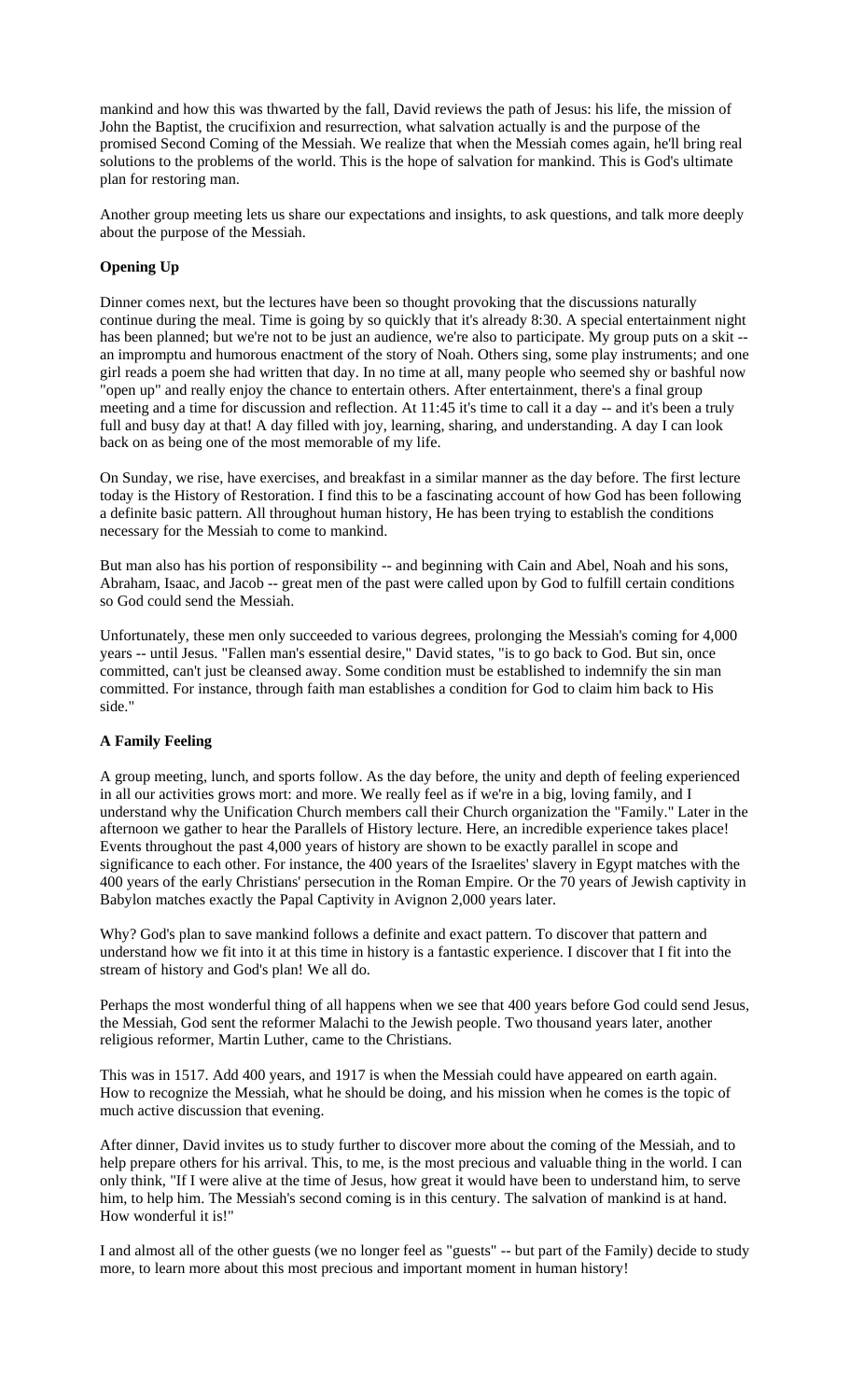mankind and how this was thwarted by the fall, David reviews the path of Jesus: his life, the mission of John the Baptist, the crucifixion and resurrection, what salvation actually is and the purpose of the promised Second Coming of the Messiah. We realize that when the Messiah comes again, he'll bring real solutions to the problems of the world. This is the hope of salvation for mankind. This is God's ultimate plan for restoring man.

Another group meeting lets us share our expectations and insights, to ask questions, and talk more deeply about the purpose of the Messiah.

**Opening Up**

Dinner comes next, but the lectures have been so thought provoking that the discussions naturally continue during the meal. Time is going by so quickly that it's already 8:30. A special entertainment night has been planned; but we're not to be just an audience, we're also to participate. My group puts on a skit -- an impromptu and humorous enactment of the story of Noah. Others sing, some play instruments; and one girl reads a poem she had written that day. In no time at all, many people who seemed shy or bashful now "open up" and really enjoy the chance to entertain others. After entertainment, there's a final group meeting and a time for discussion and reflection. At 11:45 it's time to call it a day -- and it's been a truly full and busy day at that! A day filled with joy, learning, sharing, and understanding. A day I can look back on as being one of the most memorable of my life.

On Sunday, we rise, have exercises, and breakfast in a similar manner as the day before. The first lecture today is the History of Restoration. I find this to be a fascinating account of how God has been following a definite basic pattern. All throughout human history, He has been trying to establish the conditions necessary for the Messiah to come to mankind.

But man also has his portion of responsibility -- and beginning with Cain and Abel, Noah and his sons, Abraham, Isaac, and Jacob -- great men of the past were called upon by God to fulfill certain conditions so God could send the Messiah.

Unfortunately, these men only succeeded to various degrees, prolonging the Messiah's coming for 4,000 years -- until Jesus. "Fallen man's essential desire," David states, "is to go back to God. But sin, once committed, can't just be cleansed away. Some condition must be established to indemnify the sin man committed. For instance, through faith man establishes a condition for God to claim him back to His side."

**A Family Feeling**

A group meeting, lunch, and sports follow. As the day before, the unity and depth of feeling experienced in all our activities grows mort: and more. We really feel as if we're in a big, loving family, and I understand why the Unification Church members call their Church organization the "Family." Later in the afternoon we gather to hear the Parallels of History lecture. Here, an incredible experience takes place! Events throughout the past 4,000 years of history are shown to be exactly parallel in scope and significance to each other. For instance, the 400 years of the Israelites' slavery in Egypt matches with the 400 years of the early Christians' persecution in the Roman Empire. Or the 70 years of Jewish captivity in Babylon matches exactly the Papal Captivity in Avignon 2,000 years later.

Why? God's plan to save mankind follows a definite and exact pattern. To discover that pattern and understand how we fit into it at this time in history is a fantastic experience. I discover that I fit into the stream of history and God's plan! We all do.

Perhaps the most wonderful thing of all happens when we see that 400 years before God could send Jesus, the Messiah, God sent the reformer Malachi to the Jewish people. Two thousand years later, another religious reformer, Martin Luther, came to the Christians.

This was in 1517. Add 400 years, and 1917 is when the Messiah could have appeared on earth again. How to recognize the Messiah, what he should be doing, and his mission when he comes is the topic of much active discussion that evening.

After dinner, David invites us to study further to discover more about the coming of the Messiah, and to help prepare others for his arrival. This, to me, is the most precious and valuable thing in the world. I can only think, "If I were alive at the time of Jesus, how great it would have been to understand him, to serve him, to help him. The Messiah's second coming is in this century. The salvation of mankind is at hand. How wonderful it is!"

I and almost all of the other guests (we no longer feel as "guests" -- but part of the Family) decide to study more, to learn more about this most precious and important moment in human history!